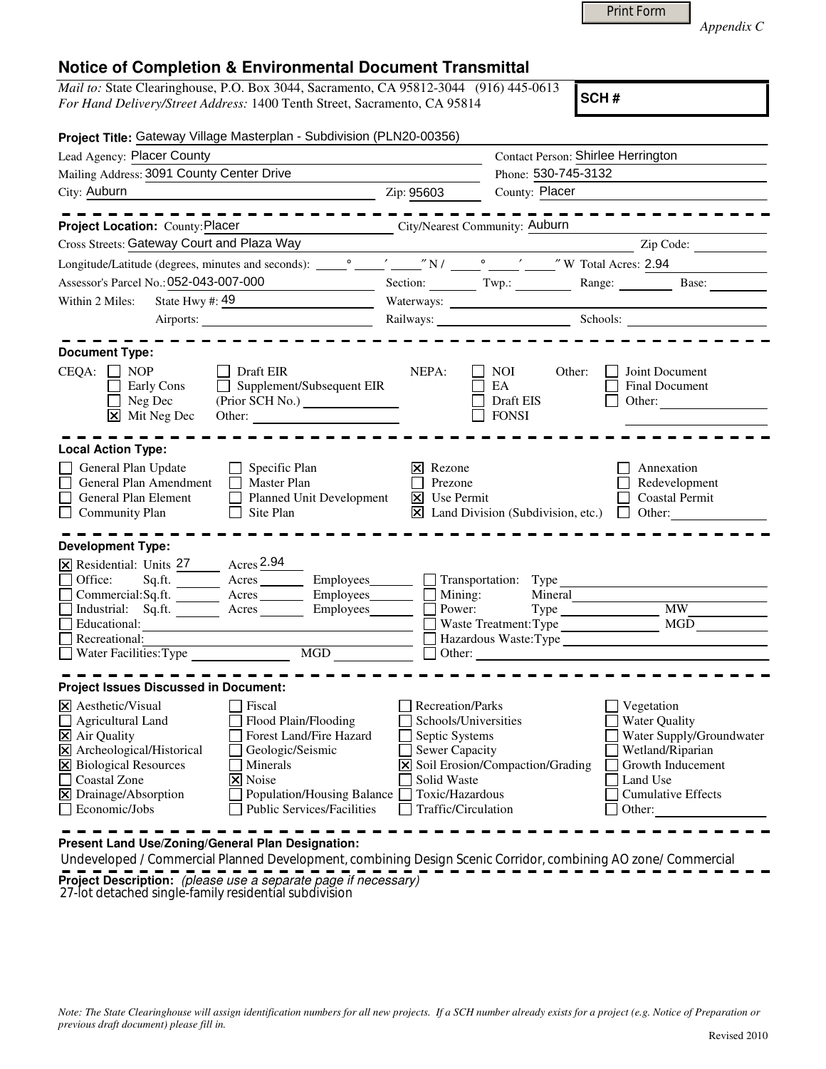Print Form

*Appendix C*

# Notice of Completion & Environmental Document Transmittal

*Mail to:* State Clearinghouse, P.O. Box 3044, Sacramento, CA 95812-3044 (916) 445-0613
*For Hand Delivery/Street Address:* 1400 Tenth Street, Sacramento, CA 95814

**SCH #**

**Project Title:** Gateway Village Masterplan - Subdivision (PLN20-00356)

Lead Agency: Placer County
Contact Person: Shirlee Herrington
Mailing Address: 3091 County Center Drive
Phone: 530-745-3132
City: Auburn
Zip: 95603
County: Placer

---

**Project Location:** County: Placer
City/Nearest Community: Auburn
Cross Streets: Gateway Court and Plaza Way
Zip Code:
Longitude/Latitude (degrees, minutes and seconds): ___° ___′ ___″ N / ___° ___′ ___″ W Total Acres: 2.94
Assessor's Parcel No.: 052-043-007-000
Section: ___ Twp.: ___ Range: ___ Base: ___
Within 2 Miles: State Hwy #: 49
Waterways:
Airports:
Railways:
Schools:

---

**Document Type:**

CEQA:
- [ ] NOP
- [ ] Early Cons
- [ ] Neg Dec
- [x] Mit Neg Dec
- [ ] Draft EIR
- [ ] Supplement/Subsequent EIR (Prior SCH No.)
- Other:

NEPA:
- [ ] NOI
- [ ] EA
- [ ] Draft EIS
- [ ] FONSI

Other:
- [ ] Joint Document
- [ ] Final Document
- [ ] Other:

---

**Local Action Type:**

- [ ] General Plan Update
- [ ] General Plan Amendment
- [ ] General Plan Element
- [ ] Community Plan
- [ ] Specific Plan
- [ ] Master Plan
- [ ] Planned Unit Development
- [ ] Site Plan
- [x] Rezone
- [ ] Prezone
- [x] Use Permit
- [x] Land Division (Subdivision, etc.)
- [ ] Annexation
- [ ] Redevelopment
- [ ] Coastal Permit
- [ ] Other:

---

**Development Type:**

- [x] Residential: Units 27 Acres 2.94
- [ ] Office: Sq.ft. ___ Acres ___ Employees ___
- [ ] Commercial: Sq.ft. ___ Acres ___ Employees ___
- [ ] Industrial: Sq.ft. ___ Acres ___ Employees ___
- [ ] Educational:
- [ ] Recreational:
- [ ] Water Facilities: Type ___ MGD ___
- [ ] Transportation: Type
- [ ] Mining: Mineral
- [ ] Power: Type ___ MW
- [ ] Waste Treatment: Type ___ MGD
- [ ] Hazardous Waste: Type
- [ ] Other:

---

**Project Issues Discussed in Document:**

- [x] Aesthetic/Visual
- [ ] Agricultural Land
- [x] Air Quality
- [x] Archeological/Historical
- [x] Biological Resources
- [ ] Coastal Zone
- [x] Drainage/Absorption
- [ ] Economic/Jobs
- [ ] Fiscal
- [ ] Flood Plain/Flooding
- [ ] Forest Land/Fire Hazard
- [ ] Geologic/Seismic
- [ ] Minerals
- [x] Noise
- [ ] Population/Housing Balance
- [ ] Public Services/Facilities
- [ ] Recreation/Parks
- [ ] Schools/Universities
- [ ] Septic Systems
- [ ] Sewer Capacity
- [x] Soil Erosion/Compaction/Grading
- [ ] Solid Waste
- [ ] Toxic/Hazardous
- [ ] Traffic/Circulation
- [ ] Vegetation
- [ ] Water Quality
- [ ] Water Supply/Groundwater
- [ ] Wetland/Riparian
- [ ] Growth Inducement
- [ ] Land Use
- [ ] Cumulative Effects
- [ ] Other:

---

**Present Land Use/Zoning/General Plan Designation:**

Undeveloped / Commercial Planned Development, combining Design Scenic Corridor, combining AO zone/ Commercial

---

**Project Description:** *(please use a separate page if necessary)*

27-lot detached single-family residential subdivision

*Note: The State Clearinghouse will assign identification numbers for all new projects. If a SCH number already exists for a project (e.g. Notice of Preparation or previous draft document) please fill in.*

Revised 2010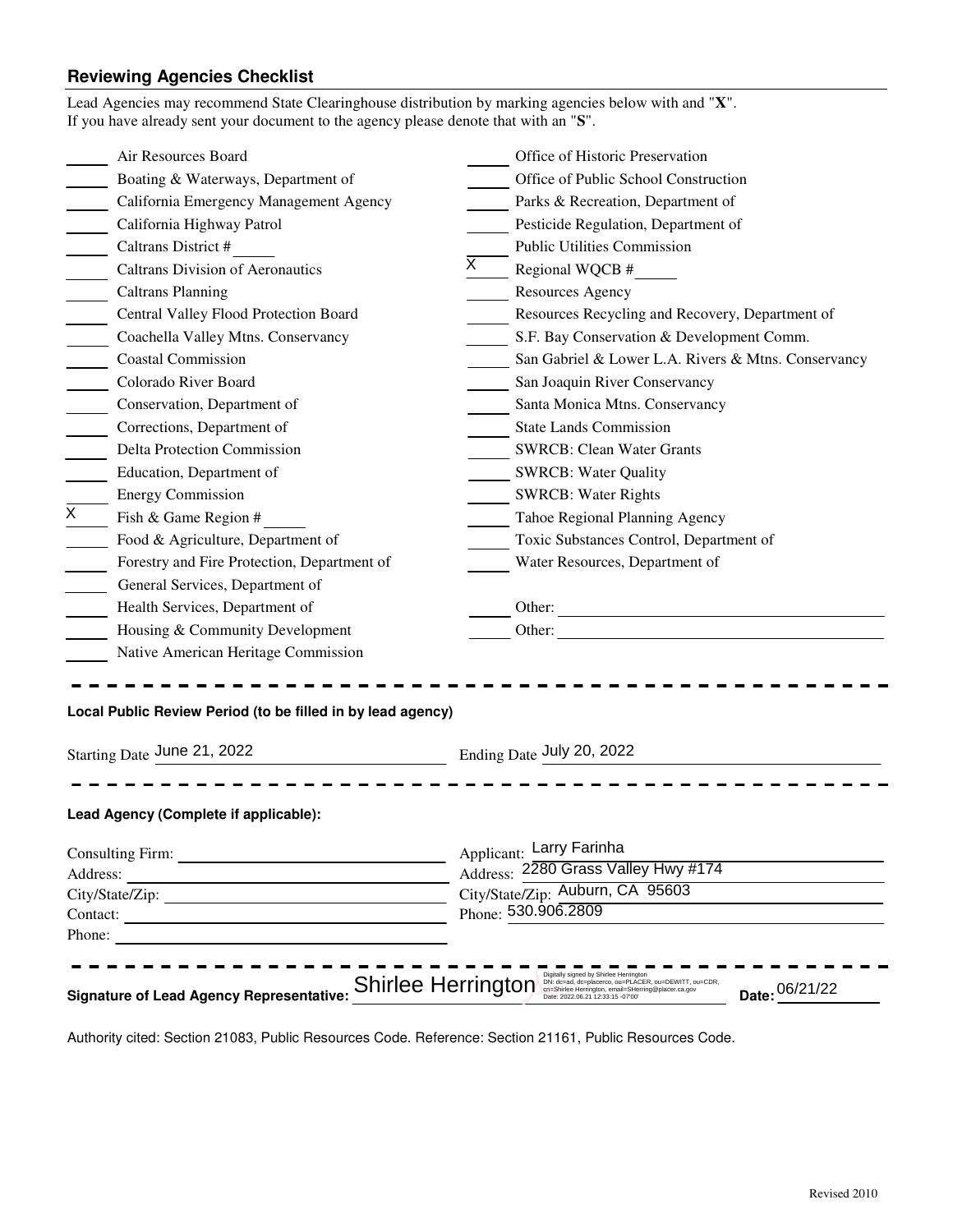## Reviewing Agencies Checklist

Lead Agencies may recommend State Clearinghouse distribution by marking agencies below with and "**X**".
If you have already sent your document to the agency please denote that with an "**S**".

| | | | |
|---|---|---|---|
| ____ | Air Resources Board | ____ | Office of Historic Preservation |
| ____ | Boating & Waterways, Department of | ____ | Office of Public School Construction |
| ____ | California Emergency Management Agency | ____ | Parks & Recreation, Department of |
| ____ | California Highway Patrol | ____ | Pesticide Regulation, Department of |
| ____ | Caltrans District # ____ | ____ | Public Utilities Commission |
| ____ | Caltrans Division of Aeronautics | X | Regional WQCB # ____ |
| ____ | Caltrans Planning | ____ | Resources Agency |
| ____ | Central Valley Flood Protection Board | ____ | Resources Recycling and Recovery, Department of |
| ____ | Coachella Valley Mtns. Conservancy | ____ | S.F. Bay Conservation & Development Comm. |
| ____ | Coastal Commission | ____ | San Gabriel & Lower L.A. Rivers & Mtns. Conservancy |
| ____ | Colorado River Board | ____ | San Joaquin River Conservancy |
| ____ | Conservation, Department of | ____ | Santa Monica Mtns. Conservancy |
| ____ | Corrections, Department of | ____ | State Lands Commission |
| ____ | Delta Protection Commission | ____ | SWRCB: Clean Water Grants |
| ____ | Education, Department of | ____ | SWRCB: Water Quality |
| ____ | Energy Commission | ____ | SWRCB: Water Rights |
| X | Fish & Game Region # ____ | ____ | Tahoe Regional Planning Agency |
| ____ | Food & Agriculture, Department of | ____ | Toxic Substances Control, Department of |
| ____ | Forestry and Fire Protection, Department of | ____ | Water Resources, Department of |
| ____ | General Services, Department of | | |
| ____ | Health Services, Department of | ____ | Other: ____ |
| ____ | Housing & Community Development | ____ | Other: ____ |
| ____ | Native American Heritage Commission | | |

---

**Local Public Review Period (to be filled in by lead agency)**

Starting Date June 21, 2022 Ending Date July 20, 2022

---

**Lead Agency (Complete if applicable):**

| | |
|---|---|
| Consulting Firm: | Applicant: Larry Farinha |
| Address: | Address: 2280 Grass Valley Hwy #174 |
| City/State/Zip: | City/State/Zip: Auburn, CA 95603 |
| Contact: | Phone: 530.906.2809 |
| Phone: | |

---

**Signature of Lead Agency Representative:** Shirlee Herrington (Digitally signed by Shirlee Herrington DN: dc=ad, dc=placerco, ou=PLACER, ou=DEWITT, ou=CDR, cn=Shirlee Herrington, email=SHerring@placer.ca.gov Date: 2022.06.21 12:33:15 -07'00') **Date:** 06/21/22

Authority cited: Section 21083, Public Resources Code. Reference: Section 21161, Public Resources Code.

Revised 2010